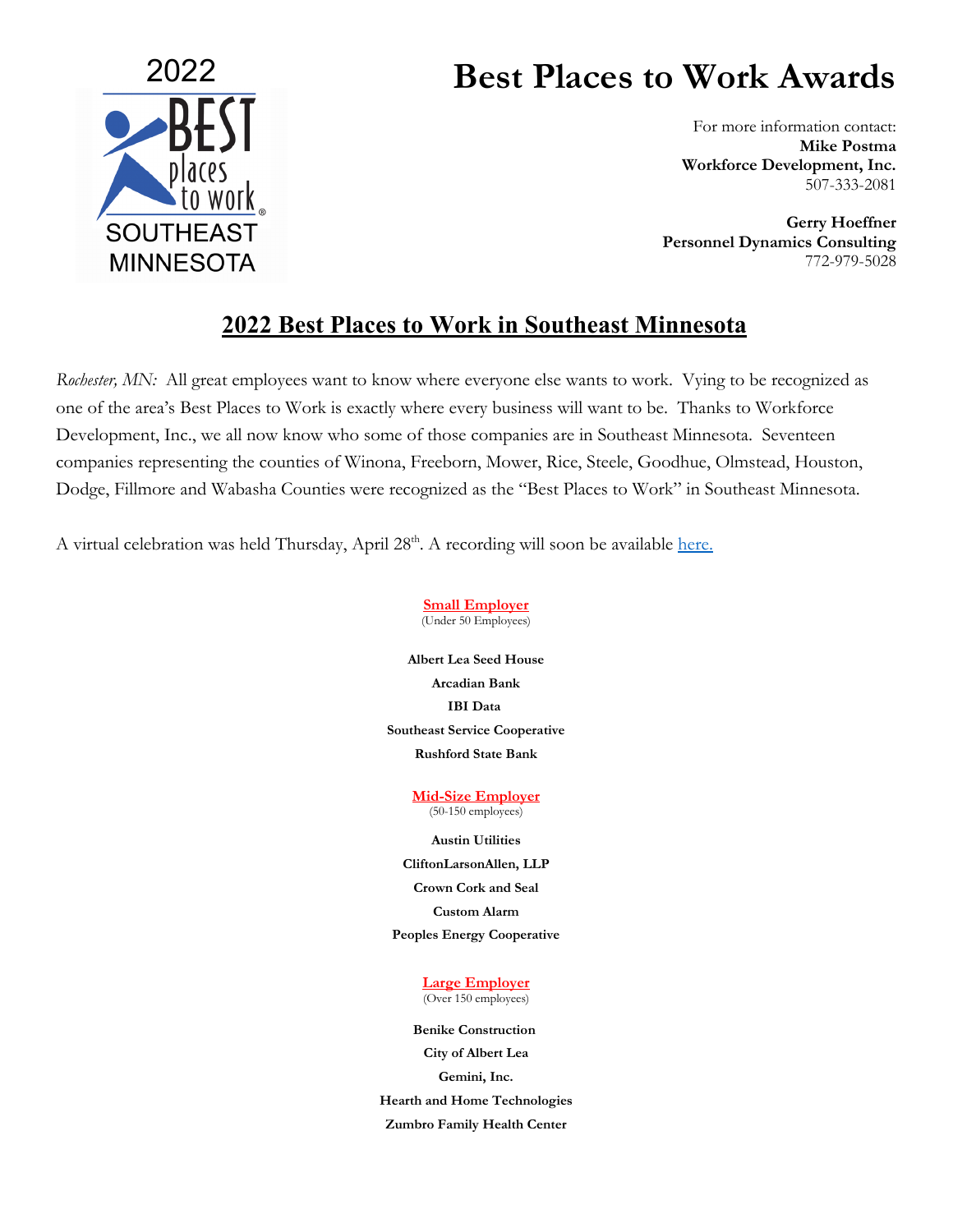2022 BEST places to work SOUTHEAST MINNESOTA

# Best Places to Work Awards

For more information contact:
**Mike Postma**
**Workforce Development, Inc.**
507-333-2081

**Gerry Hoeffner**
**Personnel Dynamics Consulting**
772-979-5028

## 2022 Best Places to Work in Southeast Minnesota

*Rochester, MN:* All great employees want to know where everyone else wants to work. Vying to be recognized as one of the area's Best Places to Work is exactly where every business will want to be. Thanks to Workforce Development, Inc., we all now know who some of those companies are in Southeast Minnesota. Seventeen companies representing the counties of Winona, Freeborn, Mower, Rice, Steele, Goodhue, Olmstead, Houston, Dodge, Fillmore and Wabasha Counties were recognized as the "Best Places to Work" in Southeast Minnesota.

A virtual celebration was held Thursday, April 28th. A recording will soon be available here.

### Small Employer
(Under 50 Employees)

**Albert Lea Seed House**
**Arcadian Bank**
**IBI Data**
**Southeast Service Cooperative**
**Rushford State Bank**

### Mid-Size Employer
(50-150 employees)

**Austin Utilities**
**CliftonLarsonAllen, LLP**
**Crown Cork and Seal**
**Custom Alarm**
**Peoples Energy Cooperative**

### Large Employer
(Over 150 employees)

**Benike Construction**
**City of Albert Lea**
**Gemini, Inc.**
**Hearth and Home Technologies**
**Zumbro Family Health Center**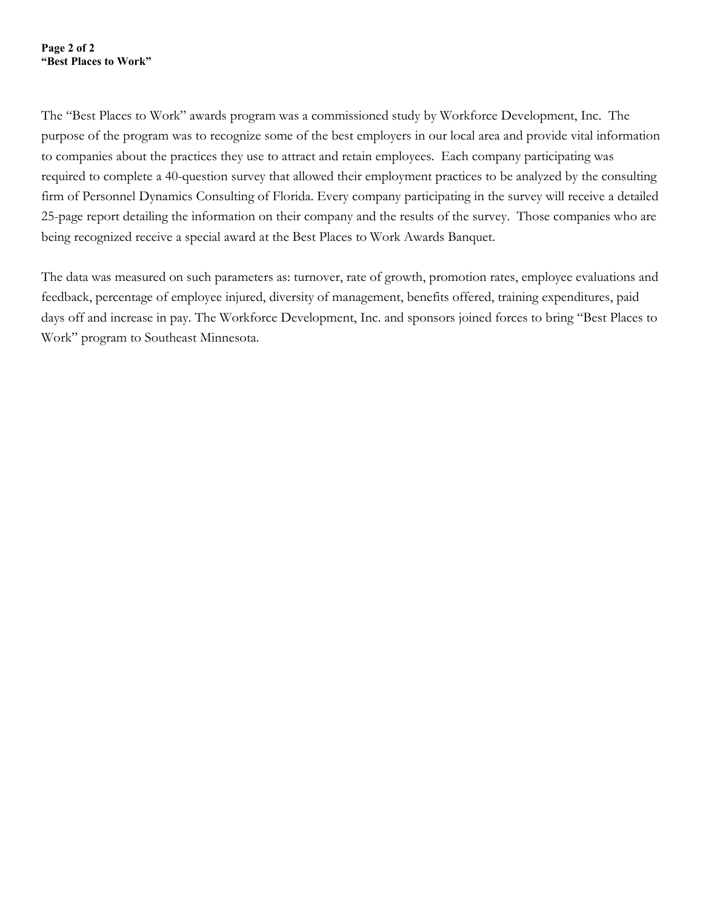The "Best Places to Work" awards program was a commissioned study by Workforce Development, Inc. The purpose of the program was to recognize some of the best employers in our local area and provide vital information to companies about the practices they use to attract and retain employees. Each company participating was required to complete a 40-question survey that allowed their employment practices to be analyzed by the consulting firm of Personnel Dynamics Consulting of Florida. Every company participating in the survey will receive a detailed 25-page report detailing the information on their company and the results of the survey. Those companies who are being recognized receive a special award at the Best Places to Work Awards Banquet.

The data was measured on such parameters as: turnover, rate of growth, promotion rates, employee evaluations and feedback, percentage of employee injured, diversity of management, benefits offered, training expenditures, paid days off and increase in pay. The Workforce Development, Inc. and sponsors joined forces to bring "Best Places to Work" program to Southeast Minnesota.